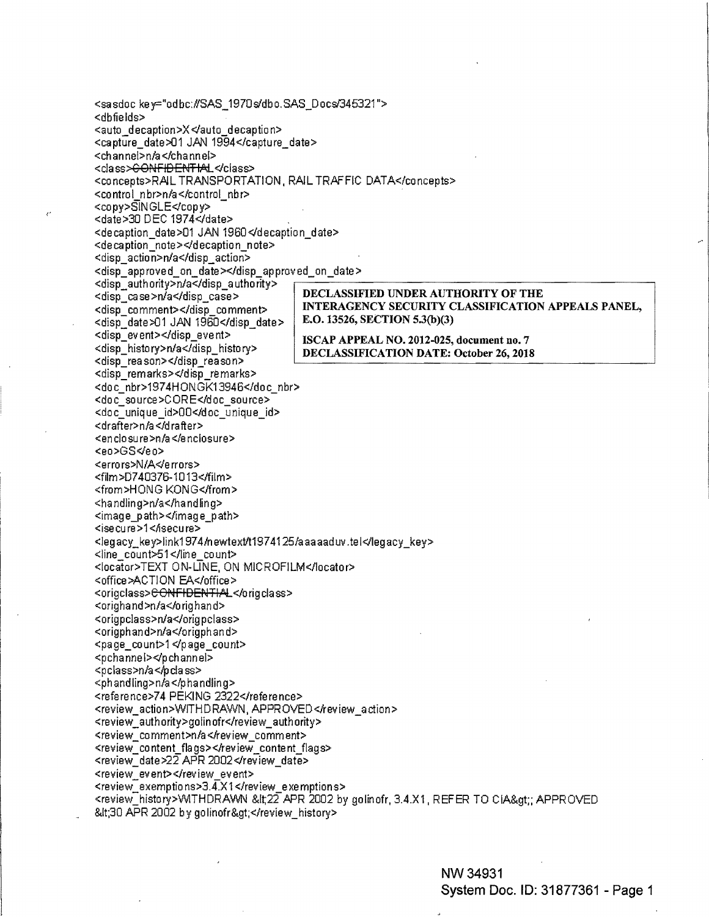```
<sasdoc key="odbc://SAS_1970s/dbo.SAS_Docs/345321">
<dbfields>
<auto_decaption>X</auto_decaption>
<capture_date>01 JAN 1994</capture_date>
<channel>n/a</channel>
<class>CONFIDENTIAL</class>
<concepts>RAIL TRANSPORTATION, RAIL TRAFFIC DATA</concepts>
<control_nbr>n/a</control_nbr>
<copy>SINGLE</copy>
<date>30 DEC 1974</date>
<decaption_date>01 JAN 1960</decaption_date>
<decaption_note></decaption_note>
<disp_action>n/a</disp_action>
<disp_approved_on_date></disp_approved_on_date>
<disp_authority>n/a</disp_authority>
<disp_case>n/a</disp_case>
<disp_comment></disp_comment>
<disp_date>01 JAN 1960</disp_date>
<disp_event></disp_event>
<disp_history>n/a</disp_history>
<disp_reason></disp_reason>
<disp_remarks></disp_remarks>
<doc_nbr>1974HONGK13946</doc_nbr>
<doc_source>CORE</doc_source>
<doc_unique_id>00</doc_unique_id>
<drafter>n/a</drafter>
<enclosure>n/a</enclosure>
<eo>GS</eo>
<errors>N/A</errors>
<film>D740376-1013</film>
<from>HONG KONG</from>
<handling>n/a</handling>
<image_path></image_path>
<isecure>1</isecure>
<legacy_key>link1974/newtext/t1974125/aaaaaduv.tel</legacy_key>
<line_count>51</line_count>
<locator>TEXT ON-LINE, ON MICROFILM</locator>
<office>ACTION EA</office>
<origclass>CONFIDENTIAL</origclass>
<orighand>n/a</orighand>
<origpclass>n/a</origpclass>
<origphand>n/a</origphand>
<page_count>1</page_count>
<pchannel></pchannel>
<pclass>n/a</pclass>
<phandling>n/a</phandling>
<reference>74 PEKING 2322</reference>
<review_action>WITHDRAWN, APPROVED</review_action>
<review_authority>golinofr</review_authority>
<review_comment>n/a</review_comment>
<review_content_flags></review_content_flags>
<review_date>22 APR 2002</review_date>
<review_event></review_event>
<review_exemptions>3.4.X1</review_exemptions>
<review_history>WITHDRAWN &lt;22 APR 2002 by golinofr, 3.4.X1, REFER TO CIA&gt;; APPROVED
&lt;30 APR 2002 by golinofr&gt;</review_history>
```

**DECLASSIFIED UNDER AUTHORITY OF THE INTERAGENCY SECURITY CLASSIFICATION APPEALS PANEL, E.O. 13526, SECTION 5.3(b)(3)**

**ISCAP APPEAL NO. 2012-025, document no. 7**
**DECLASSIFICATION DATE: October 26, 2018**

NW 34931
System Doc. ID: 31877361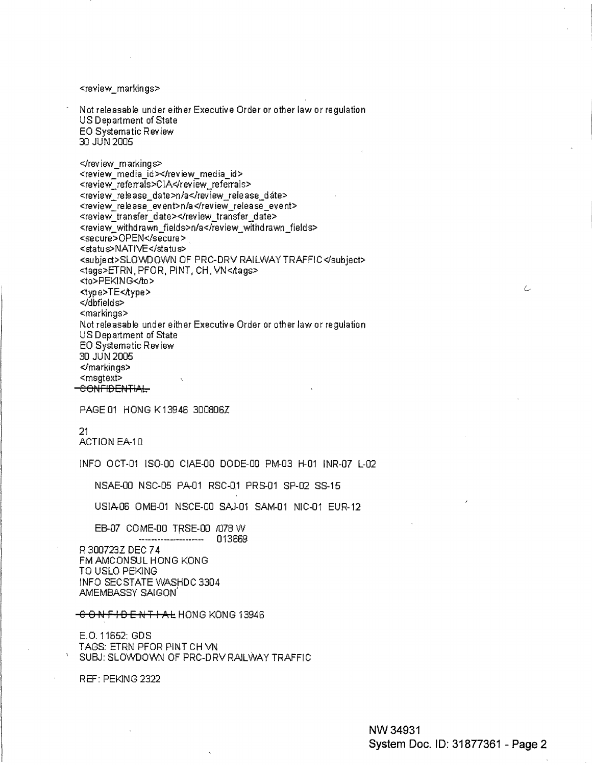<review_markings>

Not releasable under either Executive Order or other law or regulation
US Department of State
EO Systematic Review
30 JUN 2005

</review_markings>
<review_media_id></review_media_id>
<review_referrals>CIA</review_referrals>
<review_release_date>n/a</review_release_date>
<review_release_event>n/a</review_release_event>
<review_transfer_date></review_transfer_date>
<review_withdrawn_fields>n/a</review_withdrawn_fields>
<secure>OPEN</secure>
<status>NATIVE</status>
<subject>SLOWDOWN OF PRC-DRV RAILWAY TRAFFIC</subject>
<tags>ETRN, PFOR, PINT, CH, VN</tags>
<to>PEKING</to>
<type>TE</type>
</dbfields>
<markings>
Not releasable under either Executive Order or other law or regulation
US Department of State
EO Systematic Review
30 JUN 2005
</markings>
<msgtext>
~~CONFIDENTIAL~~

PAGE 01 HONG K 13946 300806Z

21
ACTION EA-10

INFO OCT-01 ISO-00 CIAE-00 DODE-00 PM-03 H-01 INR-07 L-02

NSAE-00 NSC-05 PA-01 RSC-01 PRS-01 SP-02 SS-15

USIA-06 OMB-01 NSCE-00 SAJ-01 SAM-01 NIC-01 EUR-12

EB-07 COME-00 TRSE-00 /078 W
--------------------- 013669

R 300723Z DEC 74
FM AMCONSUL HONG KONG
TO USLO PEKING
INFO SECSTATE WASHDC 3304
AMEMBASSY SAIGON

~~C O N F I D E N T I A L~~ HONG KONG 13946

E.O. 11652: GDS
TAGS: ETRN PFOR PINT CH VN
SUBJ: SLOWDOWN OF PRC-DRV RAILWAY TRAFFIC

REF: PEKING 2322

NW 34931
System Doc. ID: 31877361 - Page 2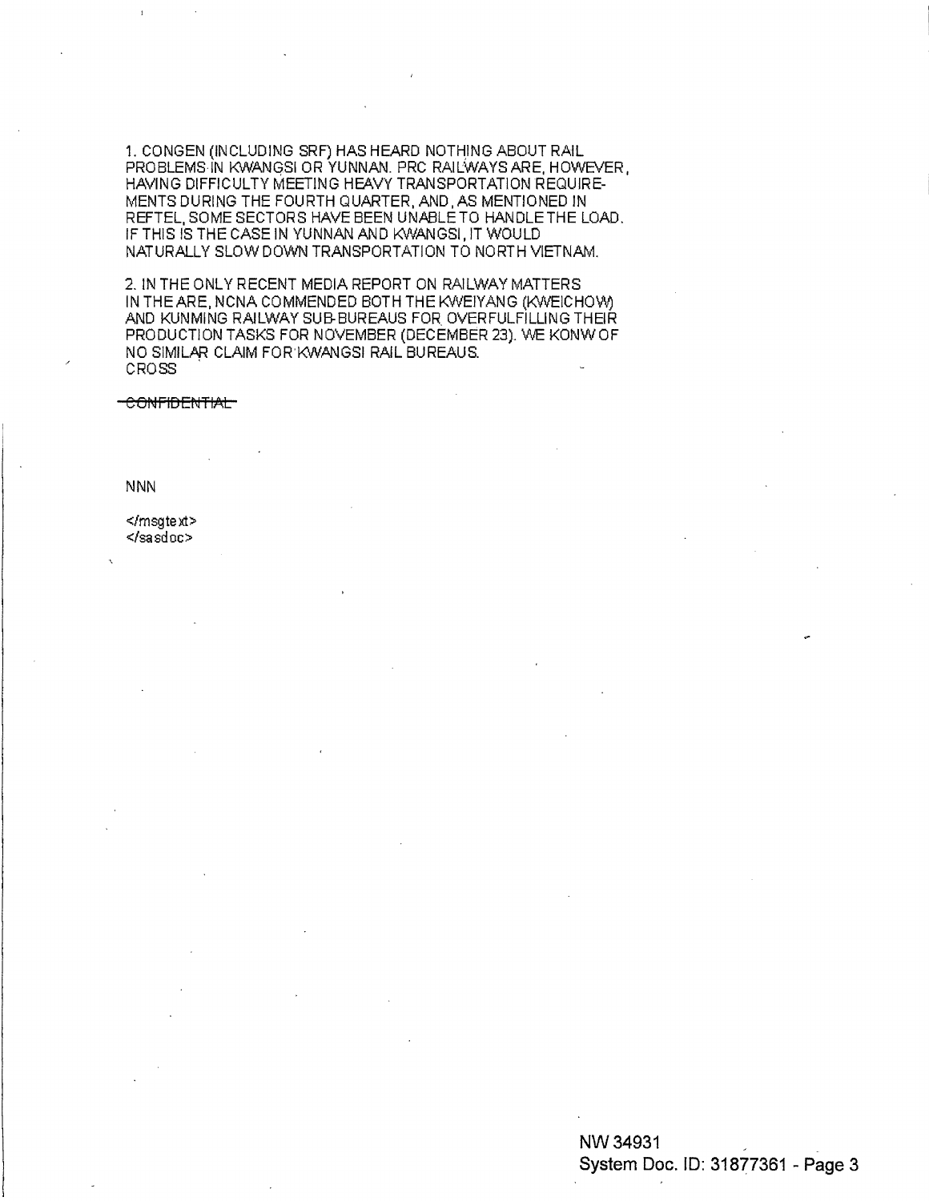1. CONGEN (INCLUDING SRF) HAS HEARD NOTHING ABOUT RAIL PROBLEMS IN KWANGSI OR YUNNAN. PRC RAILWAYS ARE, HOWEVER, HAVING DIFFICULTY MEETING HEAVY TRANSPORTATION REQUIRE-MENTS DURING THE FOURTH QUARTER, AND, AS MENTIONED IN REFTEL, SOME SECTORS HAVE BEEN UNABLE TO HANDLE THE LOAD. IF THIS IS THE CASE IN YUNNAN AND KWANGSI, IT WOULD NATURALLY SLOW DOWN TRANSPORTATION TO NORTH VIETNAM.

2. IN THE ONLY RECENT MEDIA REPORT ON RAILWAY MATTERS IN THE ARE, NCNA COMMENDED BOTH THE KWEIYANG (KWEICHOW) AND KUNMING RAILWAY SUB-BUREAUS FOR OVERFULFILLING THEIR PRODUCTION TASKS FOR NOVEMBER (DECEMBER 23). WE KONW OF NO SIMILAR CLAIM FOR KWANGSI RAIL BUREAUS.
CROSS

~~CONFIDENTIAL~~

NNN

</msgtext>
</sasdoc>

NW 34931
System Doc. ID: 31877361